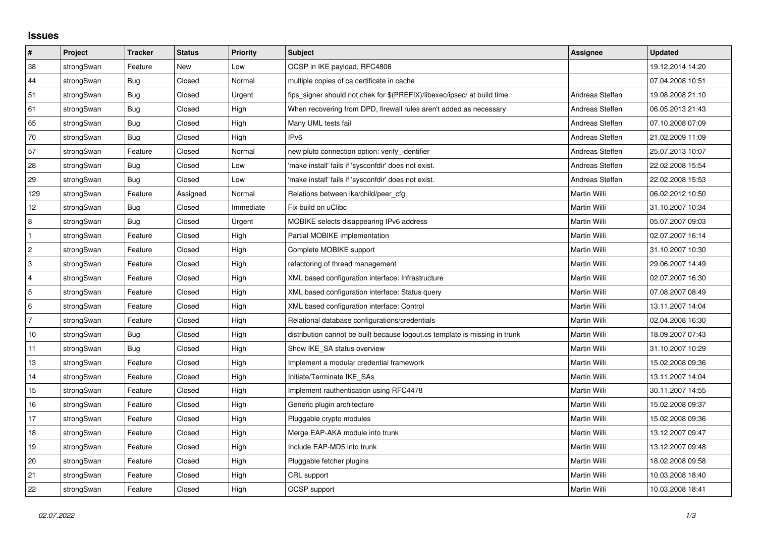## Issues

| # | Project | Tracker | Status | Priority | Subject | Assignee | Updated |
|---|---|---|---|---|---|---|---|
| 38 | strongSwan | Feature | New | Low | OCSP in IKE payload, RFC4806 | | 19.12.2014 14:20 |
| 44 | strongSwan | Bug | Closed | Normal | multiple copies of ca certificate in cache | | 07.04.2008 10:51 |
| 51 | strongSwan | Bug | Closed | Urgent | fips_signer should not chek for $(PREFIX)/libexec/ipsec/ at build time | Andreas Steffen | 19.08.2008 21:10 |
| 61 | strongSwan | Bug | Closed | High | When recovering from DPD, firewall rules aren't added as necessary | Andreas Steffen | 06.05.2013 21:43 |
| 65 | strongSwan | Bug | Closed | High | Many UML tests fail | Andreas Steffen | 07.10.2008 07:09 |
| 70 | strongSwan | Bug | Closed | High | IPv6 | Andreas Steffen | 21.02.2009 11:09 |
| 57 | strongSwan | Feature | Closed | Normal | new pluto connection option: verify_identifier | Andreas Steffen | 25.07.2013 10:07 |
| 28 | strongSwan | Bug | Closed | Low | 'make install' fails if 'sysconfdir' does not exist. | Andreas Steffen | 22.02.2008 15:54 |
| 29 | strongSwan | Bug | Closed | Low | 'make install' fails if 'sysconfdir' does not exist. | Andreas Steffen | 22.02.2008 15:53 |
| 129 | strongSwan | Feature | Assigned | Normal | Relations between ike/child/peer_cfg | Martin Willi | 06.02.2012 10:50 |
| 12 | strongSwan | Bug | Closed | Immediate | Fix build on uClibc | Martin Willi | 31.10.2007 10:34 |
| 8 | strongSwan | Bug | Closed | Urgent | MOBIKE selects disappearing IPv6 address | Martin Willi | 05.07.2007 09:03 |
| 1 | strongSwan | Feature | Closed | High | Partial MOBIKE implementation | Martin Willi | 02.07.2007 16:14 |
| 2 | strongSwan | Feature | Closed | High | Complete MOBIKE support | Martin Willi | 31.10.2007 10:30 |
| 3 | strongSwan | Feature | Closed | High | refactoring of thread management | Martin Willi | 29.06.2007 14:49 |
| 4 | strongSwan | Feature | Closed | High | XML based configuration interface: Infrastructure | Martin Willi | 02.07.2007 16:30 |
| 5 | strongSwan | Feature | Closed | High | XML based configuration interface: Status query | Martin Willi | 07.08.2007 08:49 |
| 6 | strongSwan | Feature | Closed | High | XML based configuration interface: Control | Martin Willi | 13.11.2007 14:04 |
| 7 | strongSwan | Feature | Closed | High | Relational database configurations/credentials | Martin Willi | 02.04.2008 16:30 |
| 10 | strongSwan | Bug | Closed | High | distribution cannot be built because logout.cs template is missing in trunk | Martin Willi | 18.09.2007 07:43 |
| 11 | strongSwan | Bug | Closed | High | Show IKE_SA status overview | Martin Willi | 31.10.2007 10:29 |
| 13 | strongSwan | Feature | Closed | High | Implement a modular credential framework | Martin Willi | 15.02.2008 09:36 |
| 14 | strongSwan | Feature | Closed | High | Initiate/Terminate IKE_SAs | Martin Willi | 13.11.2007 14:04 |
| 15 | strongSwan | Feature | Closed | High | Implement rauthentication using RFC4478 | Martin Willi | 30.11.2007 14:55 |
| 16 | strongSwan | Feature | Closed | High | Generic plugin architecture | Martin Willi | 15.02.2008 09:37 |
| 17 | strongSwan | Feature | Closed | High | Pluggable crypto modules | Martin Willi | 15.02.2008 09:36 |
| 18 | strongSwan | Feature | Closed | High | Merge EAP-AKA module into trunk | Martin Willi | 13.12.2007 09:47 |
| 19 | strongSwan | Feature | Closed | High | Include EAP-MD5 into trunk | Martin Willi | 13.12.2007 09:48 |
| 20 | strongSwan | Feature | Closed | High | Pluggable fetcher plugins | Martin Willi | 18.02.2008 09:58 |
| 21 | strongSwan | Feature | Closed | High | CRL support | Martin Willi | 10.03.2008 18:40 |
| 22 | strongSwan | Feature | Closed | High | OCSP support | Martin Willi | 10.03.2008 18:41 |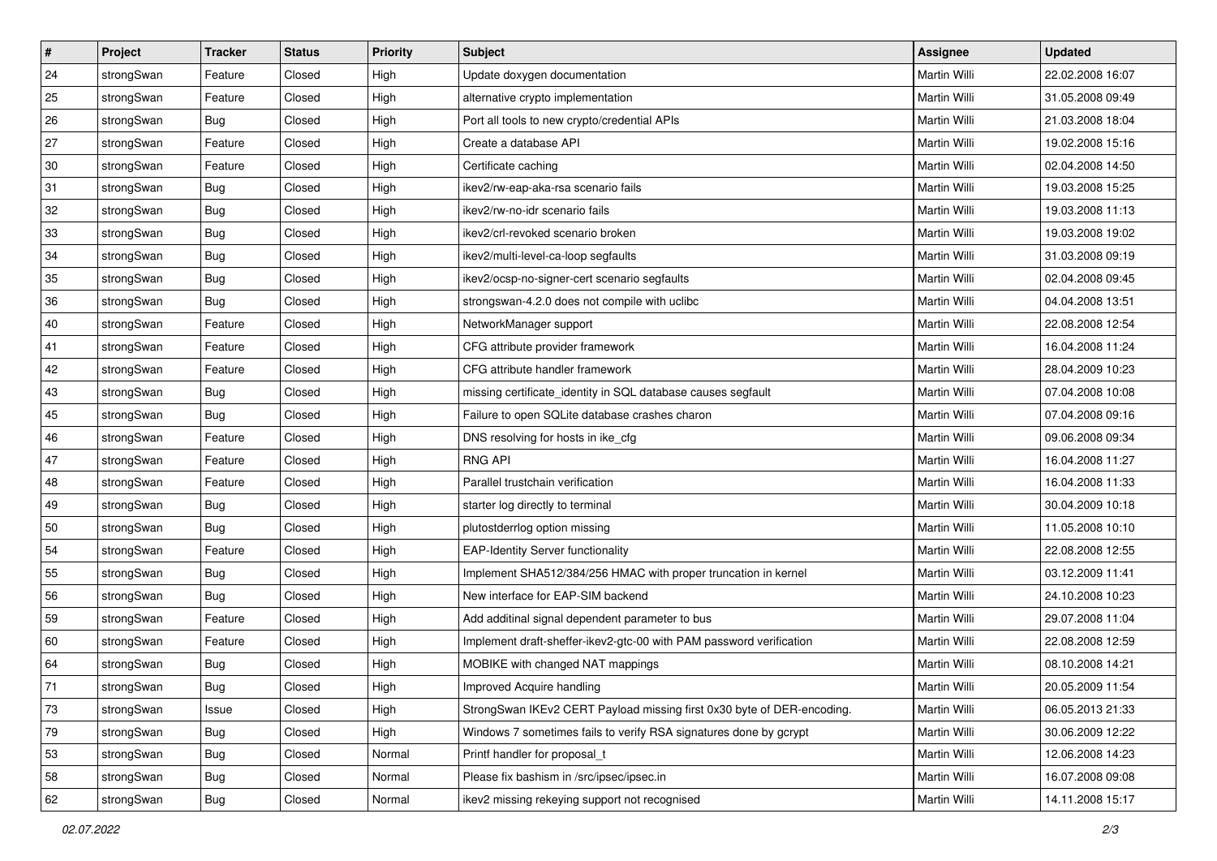| # | Project | Tracker | Status | Priority | Subject | Assignee | Updated |
|---|---|---|---|---|---|---|---|
| 24 | strongSwan | Feature | Closed | High | Update doxygen documentation | Martin Willi | 22.02.2008 16:07 |
| 25 | strongSwan | Feature | Closed | High | alternative crypto implementation | Martin Willi | 31.05.2008 09:49 |
| 26 | strongSwan | Bug | Closed | High | Port all tools to new crypto/credential APIs | Martin Willi | 21.03.2008 18:04 |
| 27 | strongSwan | Feature | Closed | High | Create a database API | Martin Willi | 19.02.2008 15:16 |
| 30 | strongSwan | Feature | Closed | High | Certificate caching | Martin Willi | 02.04.2008 14:50 |
| 31 | strongSwan | Bug | Closed | High | ikev2/rw-eap-aka-rsa scenario fails | Martin Willi | 19.03.2008 15:25 |
| 32 | strongSwan | Bug | Closed | High | ikev2/rw-no-idr scenario fails | Martin Willi | 19.03.2008 11:13 |
| 33 | strongSwan | Bug | Closed | High | ikev2/crl-revoked scenario broken | Martin Willi | 19.03.2008 19:02 |
| 34 | strongSwan | Bug | Closed | High | ikev2/multi-level-ca-loop segfaults | Martin Willi | 31.03.2008 09:19 |
| 35 | strongSwan | Bug | Closed | High | ikev2/ocsp-no-signer-cert scenario segfaults | Martin Willi | 02.04.2008 09:45 |
| 36 | strongSwan | Bug | Closed | High | strongswan-4.2.0 does not compile with uclibc | Martin Willi | 04.04.2008 13:51 |
| 40 | strongSwan | Feature | Closed | High | NetworkManager support | Martin Willi | 22.08.2008 12:54 |
| 41 | strongSwan | Feature | Closed | High | CFG attribute provider framework | Martin Willi | 16.04.2008 11:24 |
| 42 | strongSwan | Feature | Closed | High | CFG attribute handler framework | Martin Willi | 28.04.2009 10:23 |
| 43 | strongSwan | Bug | Closed | High | missing certificate_identity in SQL database causes segfault | Martin Willi | 07.04.2008 10:08 |
| 45 | strongSwan | Bug | Closed | High | Failure to open SQLite database crashes charon | Martin Willi | 07.04.2008 09:16 |
| 46 | strongSwan | Feature | Closed | High | DNS resolving for hosts in ike_cfg | Martin Willi | 09.06.2008 09:34 |
| 47 | strongSwan | Feature | Closed | High | RNG API | Martin Willi | 16.04.2008 11:27 |
| 48 | strongSwan | Feature | Closed | High | Parallel trustchain verification | Martin Willi | 16.04.2008 11:33 |
| 49 | strongSwan | Bug | Closed | High | starter log directly to terminal | Martin Willi | 30.04.2009 10:18 |
| 50 | strongSwan | Bug | Closed | High | plutostderrlog option missing | Martin Willi | 11.05.2008 10:10 |
| 54 | strongSwan | Feature | Closed | High | EAP-Identity Server functionality | Martin Willi | 22.08.2008 12:55 |
| 55 | strongSwan | Bug | Closed | High | Implement SHA512/384/256 HMAC with proper truncation in kernel | Martin Willi | 03.12.2009 11:41 |
| 56 | strongSwan | Bug | Closed | High | New interface for EAP-SIM backend | Martin Willi | 24.10.2008 10:23 |
| 59 | strongSwan | Feature | Closed | High | Add additinal signal dependent parameter to bus | Martin Willi | 29.07.2008 11:04 |
| 60 | strongSwan | Feature | Closed | High | Implement draft-sheffer-ikev2-gtc-00 with PAM password verification | Martin Willi | 22.08.2008 12:59 |
| 64 | strongSwan | Bug | Closed | High | MOBIKE with changed NAT mappings | Martin Willi | 08.10.2008 14:21 |
| 71 | strongSwan | Bug | Closed | High | Improved Acquire handling | Martin Willi | 20.05.2009 11:54 |
| 73 | strongSwan | Issue | Closed | High | StrongSwan IKEv2 CERT Payload missing first 0x30 byte of DER-encoding. | Martin Willi | 06.05.2013 21:33 |
| 79 | strongSwan | Bug | Closed | High | Windows 7 sometimes fails to verify RSA signatures done by gcrypt | Martin Willi | 30.06.2009 12:22 |
| 53 | strongSwan | Bug | Closed | Normal | Printf handler for proposal_t | Martin Willi | 12.06.2008 14:23 |
| 58 | strongSwan | Bug | Closed | Normal | Please fix bashism in /src/ipsec/ipsec.in | Martin Willi | 16.07.2008 09:08 |
| 62 | strongSwan | Bug | Closed | Normal | ikev2 missing rekeying support not recognised | Martin Willi | 14.11.2008 15:17 |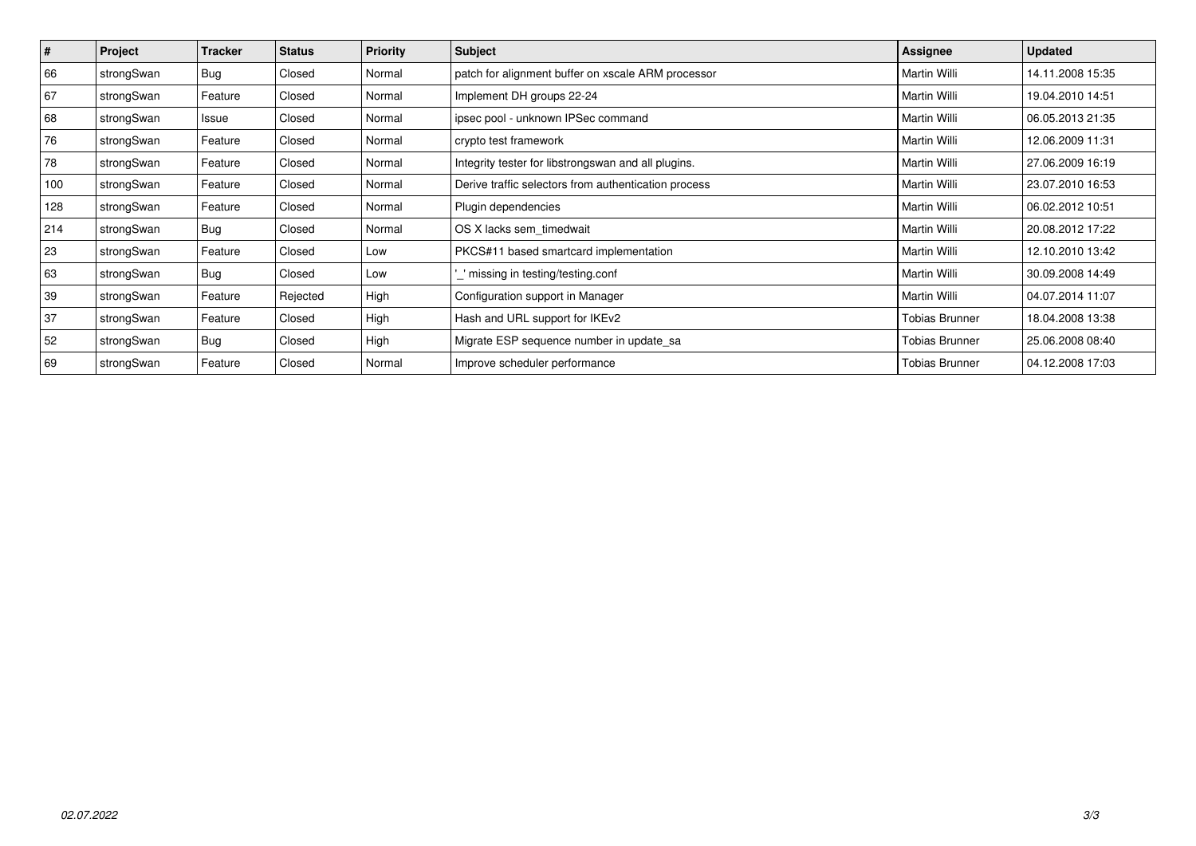| # | Project | Tracker | Status | Priority | Subject | Assignee | Updated |
|---|---|---|---|---|---|---|---|
| 66 | strongSwan | Bug | Closed | Normal | patch for alignment buffer on xscale ARM processor | Martin Willi | 14.11.2008 15:35 |
| 67 | strongSwan | Feature | Closed | Normal | Implement DH groups 22-24 | Martin Willi | 19.04.2010 14:51 |
| 68 | strongSwan | Issue | Closed | Normal | ipsec pool - unknown IPSec command | Martin Willi | 06.05.2013 21:35 |
| 76 | strongSwan | Feature | Closed | Normal | crypto test framework | Martin Willi | 12.06.2009 11:31 |
| 78 | strongSwan | Feature | Closed | Normal | Integrity tester for libstrongswan and all plugins. | Martin Willi | 27.06.2009 16:19 |
| 100 | strongSwan | Feature | Closed | Normal | Derive traffic selectors from authentication process | Martin Willi | 23.07.2010 16:53 |
| 128 | strongSwan | Feature | Closed | Normal | Plugin dependencies | Martin Willi | 06.02.2012 10:51 |
| 214 | strongSwan | Bug | Closed | Normal | OS X lacks sem_timedwait | Martin Willi | 20.08.2012 17:22 |
| 23 | strongSwan | Feature | Closed | Low | PKCS#11 based smartcard implementation | Martin Willi | 12.10.2010 13:42 |
| 63 | strongSwan | Bug | Closed | Low | '_' missing in testing/testing.conf | Martin Willi | 30.09.2008 14:49 |
| 39 | strongSwan | Feature | Rejected | High | Configuration support in Manager | Martin Willi | 04.07.2014 11:07 |
| 37 | strongSwan | Feature | Closed | High | Hash and URL support for IKEv2 | Tobias Brunner | 18.04.2008 13:38 |
| 52 | strongSwan | Bug | Closed | High | Migrate ESP sequence number in update_sa | Tobias Brunner | 25.06.2008 08:40 |
| 69 | strongSwan | Feature | Closed | Normal | Improve scheduler performance | Tobias Brunner | 04.12.2008 17:03 |